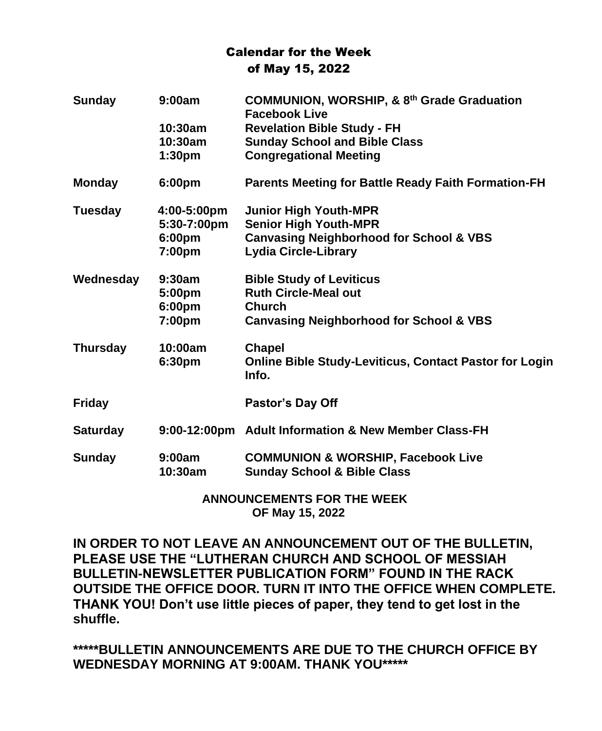# Calendar for the Week of May 15, 2022

| | | |
|---|---|---|
| **Sunday** | **9:00am** | **COMMUNION, WORSHIP, & 8th Grade Graduation Facebook Live** |
| | **10:30am** | **Revelation Bible Study - FH** |
| | **10:30am** | **Sunday School and Bible Class** |
| | **1:30pm** | **Congregational Meeting** |
| **Monday** | **6:00pm** | **Parents Meeting for Battle Ready Faith Formation-FH** |
| **Tuesday** | **4:00-5:00pm** | **Junior High Youth-MPR** |
| | **5:30-7:00pm** | **Senior High Youth-MPR** |
| | **6:00pm** | **Canvasing Neighborhood for School & VBS** |
| | **7:00pm** | **Lydia Circle-Library** |
| **Wednesday** | **9:30am** | **Bible Study of Leviticus** |
| | **5:00pm** | **Ruth Circle-Meal out** |
| | **6:00pm** | **Church** |
| | **7:00pm** | **Canvasing Neighborhood for School & VBS** |
| **Thursday** | **10:00am** | **Chapel** |
| | **6:30pm** | **Online Bible Study-Leviticus, Contact Pastor for Login Info.** |
| **Friday** | | **Pastor's Day Off** |
| **Saturday** | **9:00-12:00pm** | **Adult Information & New Member Class-FH** |
| **Sunday** | **9:00am** | **COMMUNION & WORSHIP, Facebook Live** |
| | **10:30am** | **Sunday School & Bible Class** |

**ANNOUNCEMENTS FOR THE WEEK OF May 15, 2022**

**IN ORDER TO NOT LEAVE AN ANNOUNCEMENT OUT OF THE BULLETIN, PLEASE USE THE "LUTHERAN CHURCH AND SCHOOL OF MESSIAH BULLETIN-NEWSLETTER PUBLICATION FORM" FOUND IN THE RACK OUTSIDE THE OFFICE DOOR. TURN IT INTO THE OFFICE WHEN COMPLETE. THANK YOU! Don't use little pieces of paper, they tend to get lost in the shuffle.**

**\*\*\*\*\*BULLETIN ANNOUNCEMENTS ARE DUE TO THE CHURCH OFFICE BY WEDNESDAY MORNING AT 9:00AM. THANK YOU\*\*\*\*\***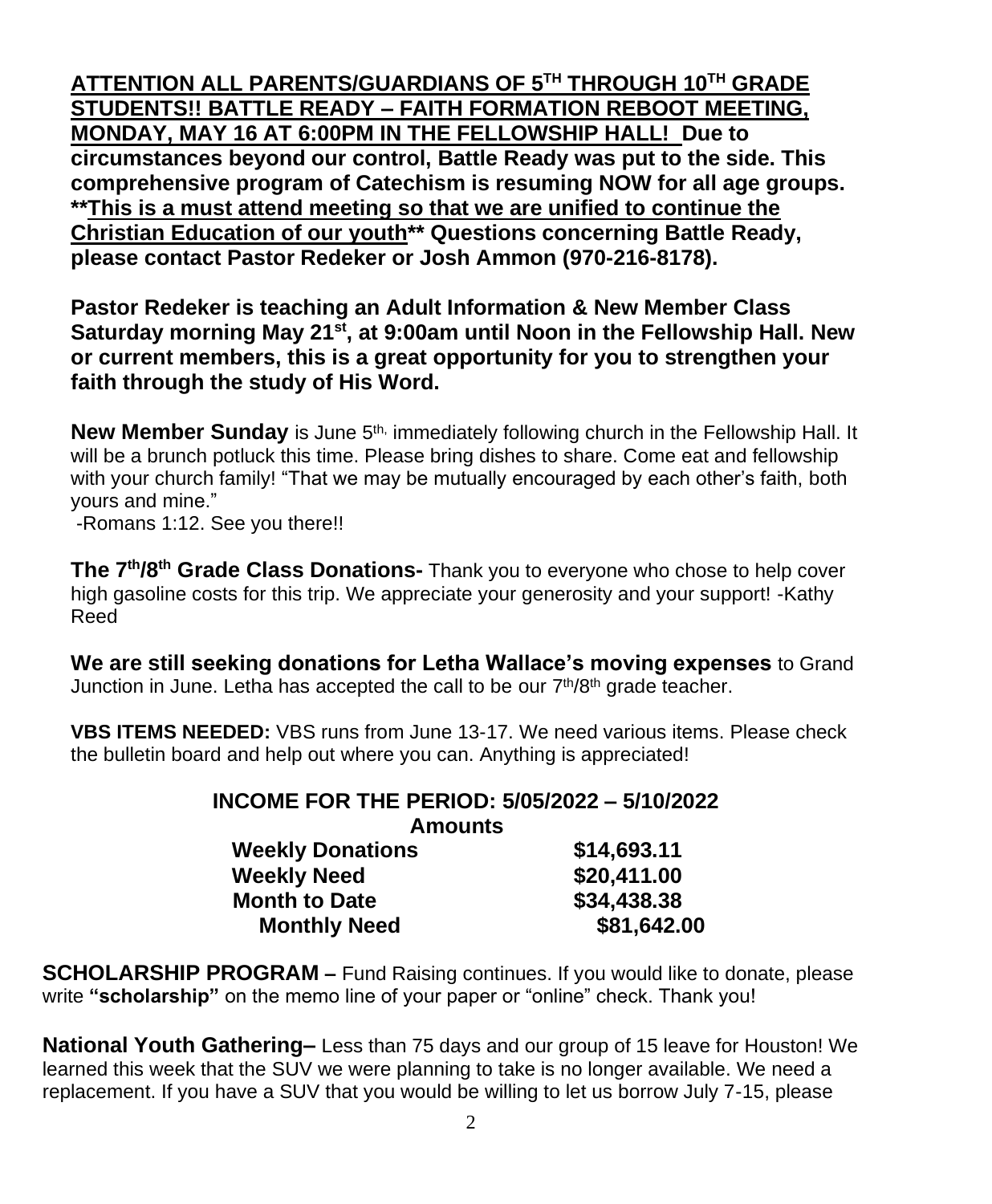**ATTENTION ALL PARENTS/GUARDIANS OF 5$^{TH}$ THROUGH 10$^{TH}$ GRADE STUDENTS!! BATTLE READY – FAITH FORMATION REBOOT MEETING, MONDAY, MAY 16 AT 6:00PM IN THE FELLOWSHIP HALL! Due to circumstances beyond our control, Battle Ready was put to the side. This comprehensive program of Catechism is resuming NOW for all age groups. \*\*This is a must attend meeting so that we are unified to continue the Christian Education of our youth\*\* Questions concerning Battle Ready, please contact Pastor Redeker or Josh Ammon (970-216-8178).**

**Pastor Redeker is teaching an Adult Information & New Member Class Saturday morning May 21$^{st}$, at 9:00am until Noon in the Fellowship Hall. New or current members, this is a great opportunity for you to strengthen your faith through the study of His Word.**

**New Member Sunday** is June 5$^{th,}$ immediately following church in the Fellowship Hall. It will be a brunch potluck this time. Please bring dishes to share. Come eat and fellowship with your church family! "That we may be mutually encouraged by each other's faith, both yours and mine."
-Romans 1:12. See you there!!

**The 7$^{th}$/8$^{th}$ Grade Class Donations-** Thank you to everyone who chose to help cover high gasoline costs for this trip. We appreciate your generosity and your support! -Kathy Reed

**We are still seeking donations for Letha Wallace's moving expenses** to Grand Junction in June. Letha has accepted the call to be our 7$^{th}$/8$^{th}$ grade teacher.

**VBS ITEMS NEEDED:** VBS runs from June 13-17. We need various items. Please check the bulletin board and help out where you can. Anything is appreciated!

**INCOME FOR THE PERIOD: 5/05/2022 – 5/10/2022**

| **Amounts** | |
|---|---|
| **Weekly Donations** | **$14,693.11** |
| **Weekly Need** | **$20,411.00** |
| **Month to Date** | **$34,438.38** |
| **Monthly Need** | **$81,642.00** |

**SCHOLARSHIP PROGRAM –** Fund Raising continues. If you would like to donate, please write **"scholarship"** on the memo line of your paper or "online" check. Thank you!

**National Youth Gathering–** Less than 75 days and our group of 15 leave for Houston! We learned this week that the SUV we were planning to take is no longer available. We need a replacement. If you have a SUV that you would be willing to let us borrow July 7-15, please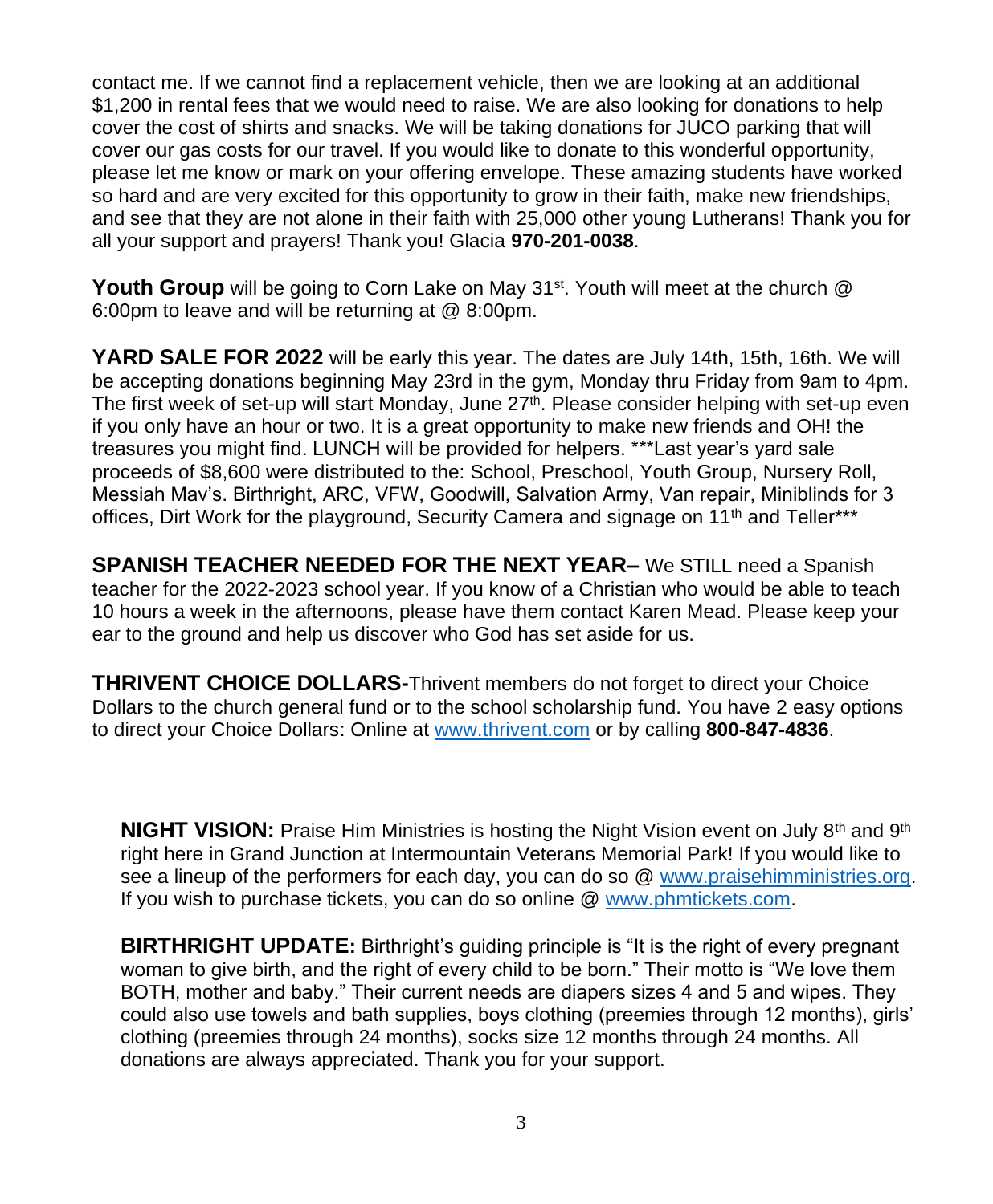contact me. If we cannot find a replacement vehicle, then we are looking at an additional $1,200 in rental fees that we would need to raise. We are also looking for donations to help cover the cost of shirts and snacks. We will be taking donations for JUCO parking that will cover our gas costs for our travel. If you would like to donate to this wonderful opportunity, please let me know or mark on your offering envelope. These amazing students have worked so hard and are very excited for this opportunity to grow in their faith, make new friendships, and see that they are not alone in their faith with 25,000 other young Lutherans! Thank you for all your support and prayers! Thank you! Glacia **970-201-0038**.

**Youth Group** will be going to Corn Lake on May 31st. Youth will meet at the church @ 6:00pm to leave and will be returning at @ 8:00pm.

**YARD SALE FOR 2022** will be early this year. The dates are July 14th, 15th, 16th. We will be accepting donations beginning May 23rd in the gym, Monday thru Friday from 9am to 4pm. The first week of set-up will start Monday, June 27th. Please consider helping with set-up even if you only have an hour or two. It is a great opportunity to make new friends and OH! the treasures you might find. LUNCH will be provided for helpers. ***Last year's yard sale proceeds of $8,600 were distributed to the: School, Preschool, Youth Group, Nursery Roll, Messiah Mav's. Birthright, ARC, VFW, Goodwill, Salvation Army, Van repair, Miniblinds for 3 offices, Dirt Work for the playground, Security Camera and signage on 11th and Teller***

**SPANISH TEACHER NEEDED FOR THE NEXT YEAR–** We STILL need a Spanish teacher for the 2022-2023 school year. If you know of a Christian who would be able to teach 10 hours a week in the afternoons, please have them contact Karen Mead. Please keep your ear to the ground and help us discover who God has set aside for us.

**THRIVENT CHOICE DOLLARS-**Thrivent members do not forget to direct your Choice Dollars to the church general fund or to the school scholarship fund. You have 2 easy options to direct your Choice Dollars: Online at www.thrivent.com or by calling **800-847-4836**.

**NIGHT VISION:** Praise Him Ministries is hosting the Night Vision event on July 8th and 9th right here in Grand Junction at Intermountain Veterans Memorial Park! If you would like to see a lineup of the performers for each day, you can do so @ www.praisehimministries.org. If you wish to purchase tickets, you can do so online @ www.phmtickets.com.

**BIRTHRIGHT UPDATE:** Birthright's guiding principle is "It is the right of every pregnant woman to give birth, and the right of every child to be born." Their motto is "We love them BOTH, mother and baby." Their current needs are diapers sizes 4 and 5 and wipes. They could also use towels and bath supplies, boys clothing (preemies through 12 months), girls' clothing (preemies through 24 months), socks size 12 months through 24 months. All donations are always appreciated. Thank you for your support.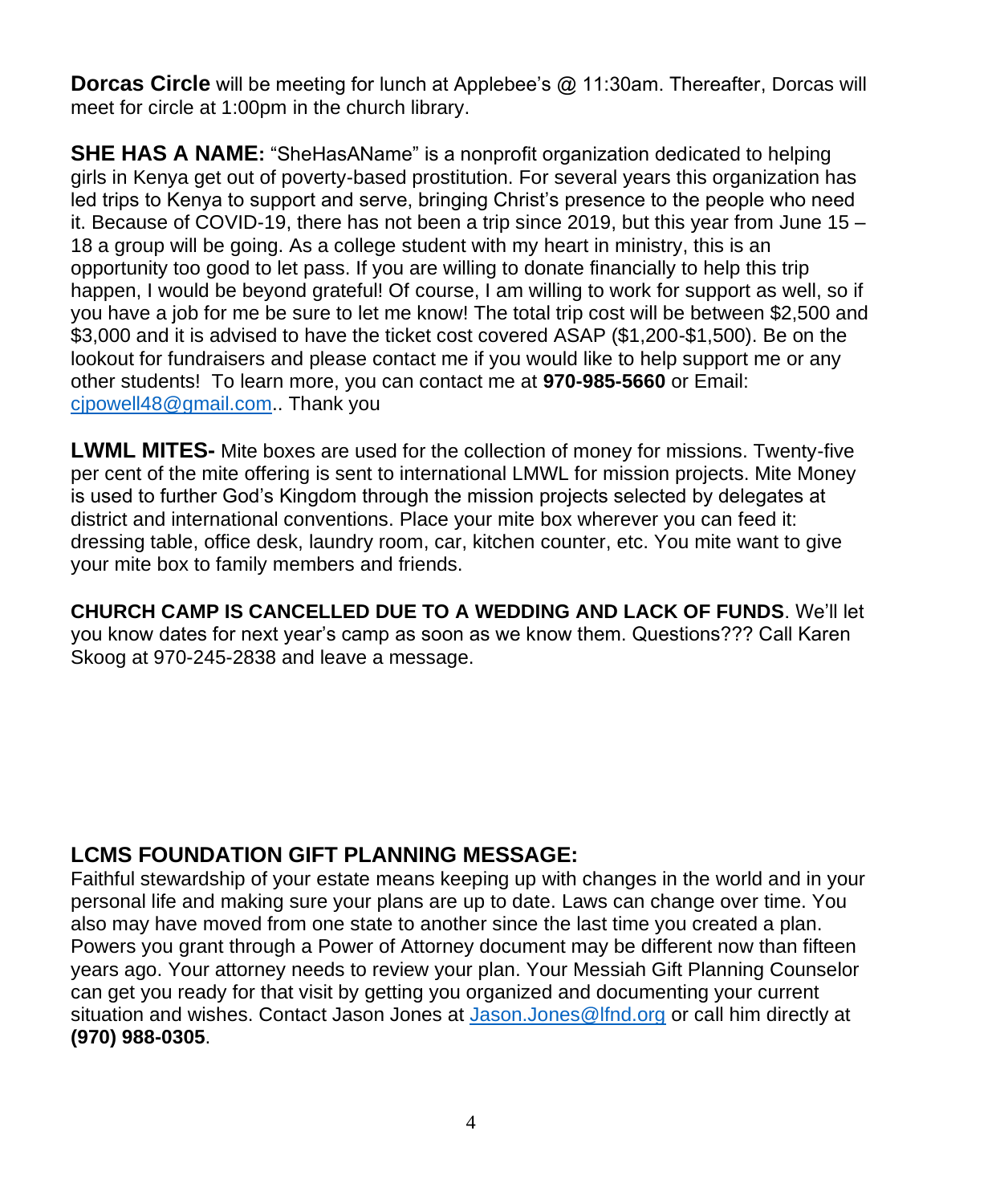**Dorcas Circle** will be meeting for lunch at Applebee's @ 11:30am. Thereafter, Dorcas will meet for circle at 1:00pm in the church library.

**SHE HAS A NAME:** "SheHasAName" is a nonprofit organization dedicated to helping girls in Kenya get out of poverty-based prostitution. For several years this organization has led trips to Kenya to support and serve, bringing Christ's presence to the people who need it. Because of COVID-19, there has not been a trip since 2019, but this year from June 15 – 18 a group will be going. As a college student with my heart in ministry, this is an opportunity too good to let pass. If you are willing to donate financially to help this trip happen, I would be beyond grateful! Of course, I am willing to work for support as well, so if you have a job for me be sure to let me know! The total trip cost will be between $2,500 and $3,000 and it is advised to have the ticket cost covered ASAP ($1,200-$1,500). Be on the lookout for fundraisers and please contact me if you would like to help support me or any other students! To learn more, you can contact me at **970-985-5660** or Email: cjpowell48@gmail.com.. Thank you

**LWML MITES-** Mite boxes are used for the collection of money for missions. Twenty-five per cent of the mite offering is sent to international LMWL for mission projects. Mite Money is used to further God's Kingdom through the mission projects selected by delegates at district and international conventions. Place your mite box wherever you can feed it: dressing table, office desk, laundry room, car, kitchen counter, etc. You mite want to give your mite box to family members and friends.

**CHURCH CAMP IS CANCELLED DUE TO A WEDDING AND LACK OF FUNDS**. We'll let you know dates for next year's camp as soon as we know them. Questions??? Call Karen Skoog at 970-245-2838 and leave a message.

## LCMS FOUNDATION GIFT PLANNING MESSAGE:

Faithful stewardship of your estate means keeping up with changes in the world and in your personal life and making sure your plans are up to date. Laws can change over time. You also may have moved from one state to another since the last time you created a plan. Powers you grant through a Power of Attorney document may be different now than fifteen years ago. Your attorney needs to review your plan. Your Messiah Gift Planning Counselor can get you ready for that visit by getting you organized and documenting your current situation and wishes. Contact Jason Jones at Jason.Jones@lfnd.org or call him directly at **(970) 988-0305**.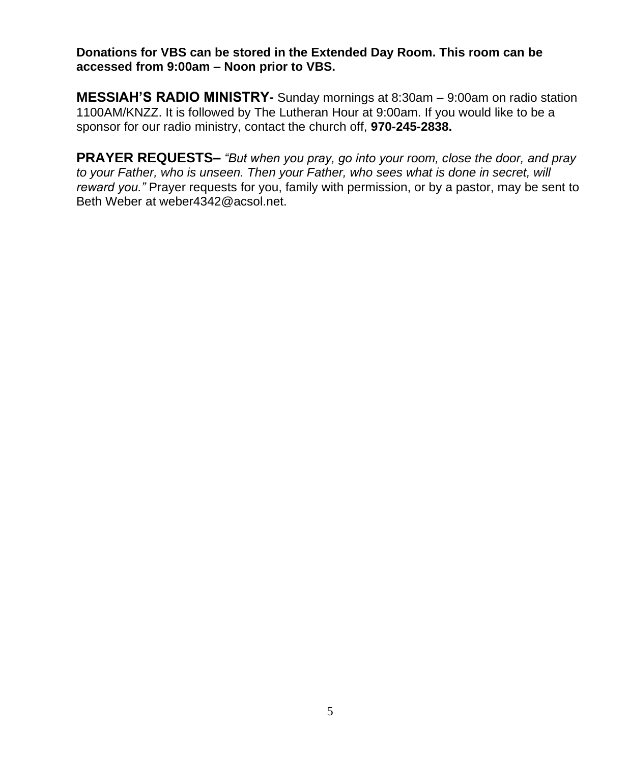**Donations for VBS can be stored in the Extended Day Room. This room can be accessed from 9:00am – Noon prior to VBS.**

**MESSIAH'S RADIO MINISTRY-** Sunday mornings at 8:30am – 9:00am on radio station 1100AM/KNZZ. It is followed by The Lutheran Hour at 9:00am. If you would like to be a sponsor for our radio ministry, contact the church off, **970-245-2838.**

**PRAYER REQUESTS–** *"But when you pray, go into your room, close the door, and pray to your Father, who is unseen. Then your Father, who sees what is done in secret, will reward you."* Prayer requests for you, family with permission, or by a pastor, may be sent to Beth Weber at weber4342@acsol.net.